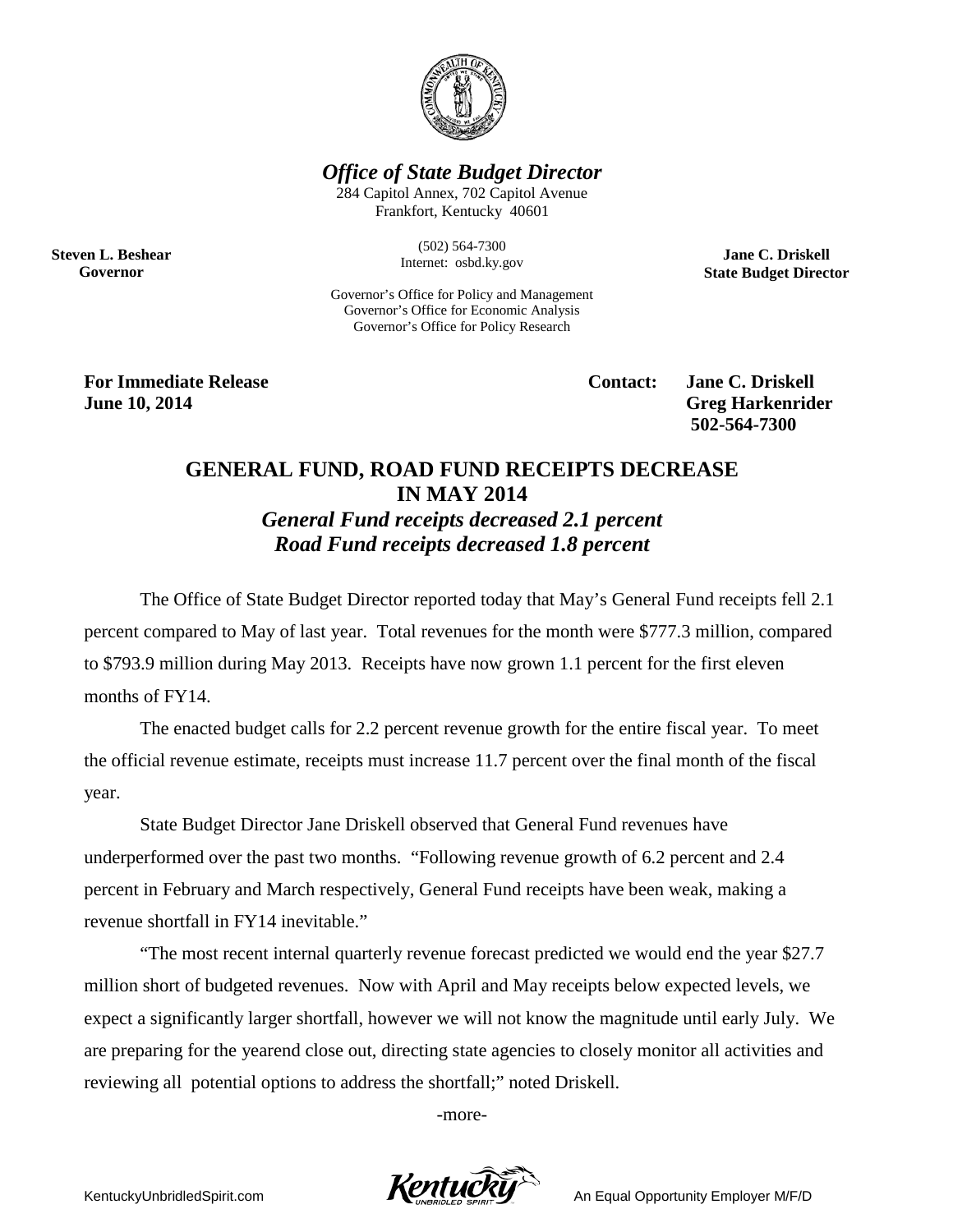***Office of State Budget Director***

284 Capitol Annex, 702 Capitol Avenue
Frankfort, Kentucky 40601

(502) 564-7300
Internet: osbd.ky.gov

Governor's Office for Policy and Management
Governor's Office for Economic Analysis
Governor's Office for Policy Research

**Steven L. Beshear**
**Governor**

**Jane C. Driskell**
**State Budget Director**

**For Immediate Release**
**June 10, 2014**

**Contact: Jane C. Driskell**
**Greg Harkenrider**
**502-564-7300**

## GENERAL FUND, ROAD FUND RECEIPTS DECREASE IN MAY 2014

***General Fund receipts decreased 2.1 percent***
***Road Fund receipts decreased 1.8 percent***

The Office of State Budget Director reported today that May's General Fund receipts fell 2.1 percent compared to May of last year. Total revenues for the month were $777.3 million, compared to $793.9 million during May 2013. Receipts have now grown 1.1 percent for the first eleven months of FY14.

The enacted budget calls for 2.2 percent revenue growth for the entire fiscal year. To meet the official revenue estimate, receipts must increase 11.7 percent over the final month of the fiscal year.

State Budget Director Jane Driskell observed that General Fund revenues have underperformed over the past two months. "Following revenue growth of 6.2 percent and 2.4 percent in February and March respectively, General Fund receipts have been weak, making a revenue shortfall in FY14 inevitable."

"The most recent internal quarterly revenue forecast predicted we would end the year $27.7 million short of budgeted revenues. Now with April and May receipts below expected levels, we expect a significantly larger shortfall, however we will not know the magnitude until early July. We are preparing for the yearend close out, directing state agencies to closely monitor all activities and reviewing all potential options to address the shortfall;" noted Driskell.

-more-

KentuckyUnbridledSpirit.com An Equal Opportunity Employer M/F/D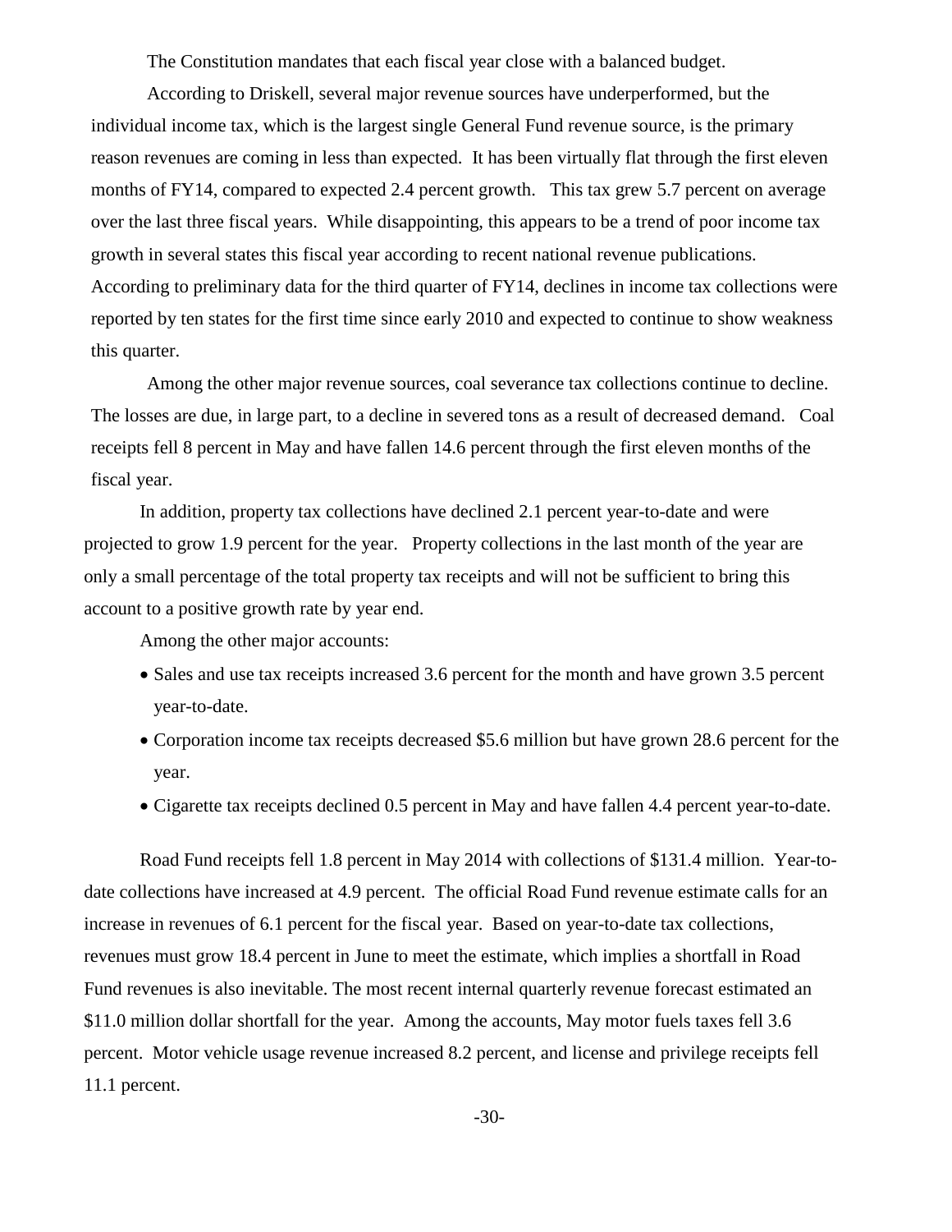The Constitution mandates that each fiscal year close with a balanced budget.

According to Driskell, several major revenue sources have underperformed, but the individual income tax, which is the largest single General Fund revenue source, is the primary reason revenues are coming in less than expected. It has been virtually flat through the first eleven months of FY14, compared to expected 2.4 percent growth. This tax grew 5.7 percent on average over the last three fiscal years. While disappointing, this appears to be a trend of poor income tax growth in several states this fiscal year according to recent national revenue publications. According to preliminary data for the third quarter of FY14, declines in income tax collections were reported by ten states for the first time since early 2010 and expected to continue to show weakness this quarter.

Among the other major revenue sources, coal severance tax collections continue to decline. The losses are due, in large part, to a decline in severed tons as a result of decreased demand. Coal receipts fell 8 percent in May and have fallen 14.6 percent through the first eleven months of the fiscal year.

In addition, property tax collections have declined 2.1 percent year-to-date and were projected to grow 1.9 percent for the year. Property collections in the last month of the year are only a small percentage of the total property tax receipts and will not be sufficient to bring this account to a positive growth rate by year end.

Among the other major accounts:

- Sales and use tax receipts increased 3.6 percent for the month and have grown 3.5 percent year-to-date.
- Corporation income tax receipts decreased $5.6 million but have grown 28.6 percent for the year.
- Cigarette tax receipts declined 0.5 percent in May and have fallen 4.4 percent year-to-date.

Road Fund receipts fell 1.8 percent in May 2014 with collections of $131.4 million. Year-to-date collections have increased at 4.9 percent. The official Road Fund revenue estimate calls for an increase in revenues of 6.1 percent for the fiscal year. Based on year-to-date tax collections, revenues must grow 18.4 percent in June to meet the estimate, which implies a shortfall in Road Fund revenues is also inevitable. The most recent internal quarterly revenue forecast estimated an $11.0 million dollar shortfall for the year. Among the accounts, May motor fuels taxes fell 3.6 percent. Motor vehicle usage revenue increased 8.2 percent, and license and privilege receipts fell 11.1 percent.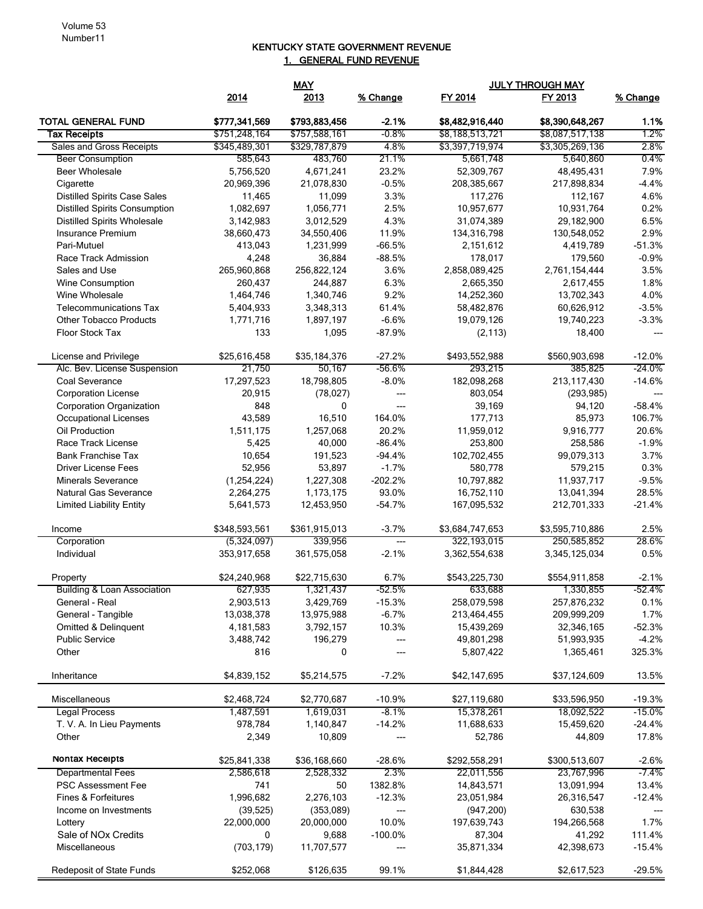# KENTUCKY STATE GOVERNMENT REVENUE

## 1. GENERAL FUND REVENUE

| | MAY | | | JULY THROUGH MAY | | |
|---|---|---|---|---|---|---|
| | 2014 | 2013 | % Change | FY 2014 | FY 2013 | % Change |
| **TOTAL GENERAL FUND** | **$777,341,569** | **$793,883,456** | **-2.1%** | **$8,482,916,440** | **$8,390,648,267** | **1.1%** |
| **Tax Receipts** | $751,248,164 | $757,588,161 | -0.8% | $8,188,513,721 | $8,087,517,138 | 1.2% |
| Sales and Gross Receipts | $345,489,301 | $329,787,879 | 4.8% | $3,397,719,974 | $3,305,269,136 | 2.8% |
| Beer Consumption | 585,643 | 483,760 | 21.1% | 5,661,748 | 5,640,860 | 0.4% |
| Beer Wholesale | 5,756,520 | 4,671,241 | 23.2% | 52,309,767 | 48,495,431 | 7.9% |
| Cigarette | 20,969,396 | 21,078,830 | -0.5% | 208,385,667 | 217,898,834 | -4.4% |
| Distilled Spirits Case Sales | 11,465 | 11,099 | 3.3% | 117,276 | 112,167 | 4.6% |
| Distilled Spirits Consumption | 1,082,697 | 1,056,771 | 2.5% | 10,957,677 | 10,931,764 | 0.2% |
| Distilled Spirits Wholesale | 3,142,983 | 3,012,529 | 4.3% | 31,074,389 | 29,182,900 | 6.5% |
| Insurance Premium | 38,660,473 | 34,550,406 | 11.9% | 134,316,798 | 130,548,052 | 2.9% |
| Pari-Mutuel | 413,043 | 1,231,999 | -66.5% | 2,151,612 | 4,419,789 | -51.3% |
| Race Track Admission | 4,248 | 36,884 | -88.5% | 178,017 | 179,560 | -0.9% |
| Sales and Use | 265,960,868 | 256,822,124 | 3.6% | 2,858,089,425 | 2,761,154,444 | 3.5% |
| Wine Consumption | 260,437 | 244,887 | 6.3% | 2,665,350 | 2,617,455 | 1.8% |
| Wine Wholesale | 1,464,746 | 1,340,746 | 9.2% | 14,252,360 | 13,702,343 | 4.0% |
| Telecommunications Tax | 5,404,933 | 3,348,313 | 61.4% | 58,482,876 | 60,626,912 | -3.5% |
| Other Tobacco Products | 1,771,716 | 1,897,197 | -6.6% | 19,079,126 | 19,740,223 | -3.3% |
| Floor Stock Tax | 133 | 1,095 | -87.9% | (2,113) | 18,400 | --- |
| | | | | | | |
| License and Privilege | $25,616,458 | $35,184,376 | -27.2% | $493,552,988 | $560,903,698 | -12.0% |
| Alc. Bev. License Suspension | 21,750 | 50,167 | -56.6% | 293,215 | 385,825 | -24.0% |
| Coal Severance | 17,297,523 | 18,798,805 | -8.0% | 182,098,268 | 213,117,430 | -14.6% |
| Corporation License | 20,915 | (78,027) | --- | 803,054 | (293,985) | --- |
| Corporation Organization | 848 | 0 | --- | 39,169 | 94,120 | -58.4% |
| Occupational Licenses | 43,589 | 16,510 | 164.0% | 177,713 | 85,973 | 106.7% |
| Oil Production | 1,511,175 | 1,257,068 | 20.2% | 11,959,012 | 9,916,777 | 20.6% |
| Race Track License | 5,425 | 40,000 | -86.4% | 253,800 | 258,586 | -1.9% |
| Bank Franchise Tax | 10,654 | 191,523 | -94.4% | 102,702,455 | 99,079,313 | 3.7% |
| Driver License Fees | 52,956 | 53,897 | -1.7% | 580,778 | 579,215 | 0.3% |
| Minerals Severance | (1,254,224) | 1,227,308 | -202.2% | 10,797,882 | 11,937,717 | -9.5% |
| Natural Gas Severance | 2,264,275 | 1,173,175 | 93.0% | 16,752,110 | 13,041,394 | 28.5% |
| Limited Liability Entity | 5,641,573 | 12,453,950 | -54.7% | 167,095,532 | 212,701,333 | -21.4% |
| | | | | | | |
| Income | $348,593,561 | $361,915,013 | -3.7% | $3,684,747,653 | $3,595,710,886 | 2.5% |
| Corporation | (5,324,097) | 339,956 | --- | 322,193,015 | 250,585,852 | 28.6% |
| Individual | 353,917,658 | 361,575,058 | -2.1% | 3,362,554,638 | 3,345,125,034 | 0.5% |
| | | | | | | |
| Property | $24,240,968 | $22,715,630 | 6.7% | $543,225,730 | $554,911,858 | -2.1% |
| Building & Loan Association | 627,935 | 1,321,437 | -52.5% | 633,688 | 1,330,855 | -52.4% |
| General - Real | 2,903,513 | 3,429,769 | -15.3% | 258,079,598 | 257,876,232 | 0.1% |
| General - Tangible | 13,038,378 | 13,975,988 | -6.7% | 213,464,455 | 209,999,209 | 1.7% |
| Omitted & Delinquent | 4,181,583 | 3,792,157 | 10.3% | 15,439,269 | 32,346,165 | -52.3% |
| Public Service | 3,488,742 | 196,279 | --- | 49,801,298 | 51,993,935 | -4.2% |
| Other | 816 | 0 | --- | 5,807,422 | 1,365,461 | 325.3% |
| | | | | | | |
| Inheritance | $4,839,152 | $5,214,575 | -7.2% | $42,147,695 | $37,124,609 | 13.5% |
| | | | | | | |
| Miscellaneous | $2,468,724 | $2,770,687 | -10.9% | $27,119,680 | $33,596,950 | -19.3% |
| Legal Process | 1,487,591 | 1,619,031 | -8.1% | 15,378,261 | 18,092,522 | -15.0% |
| T. V. A. In Lieu Payments | 978,784 | 1,140,847 | -14.2% | 11,688,633 | 15,459,620 | -24.4% |
| Other | 2,349 | 10,809 | --- | 52,786 | 44,809 | 17.8% |
| | | | | | | |
| **Nontax Receipts** | $25,841,338 | $36,168,660 | -28.6% | $292,558,291 | $300,513,607 | -2.6% |
| Departmental Fees | 2,586,618 | 2,528,332 | 2.3% | 22,011,556 | 23,767,996 | -7.4% |
| PSC Assessment Fee | 741 | 50 | 1382.8% | 14,843,571 | 13,091,994 | 13.4% |
| Fines & Forfeitures | 1,996,682 | 2,276,103 | -12.3% | 23,051,984 | 26,316,547 | -12.4% |
| Income on Investments | (39,525) | (353,089) | --- | (947,200) | 630,538 | --- |
| Lottery | 22,000,000 | 20,000,000 | 10.0% | 197,639,743 | 194,266,568 | 1.7% |
| Sale of NOx Credits | 0 | 9,688 | -100.0% | 87,304 | 41,292 | 111.4% |
| Miscellaneous | (703,179) | 11,707,577 | --- | 35,871,334 | 42,398,673 | -15.4% |
| | | | | | | |
| Redeposit of State Funds | $252,068 | $126,635 | 99.1% | $1,844,428 | $2,617,523 | -29.5% |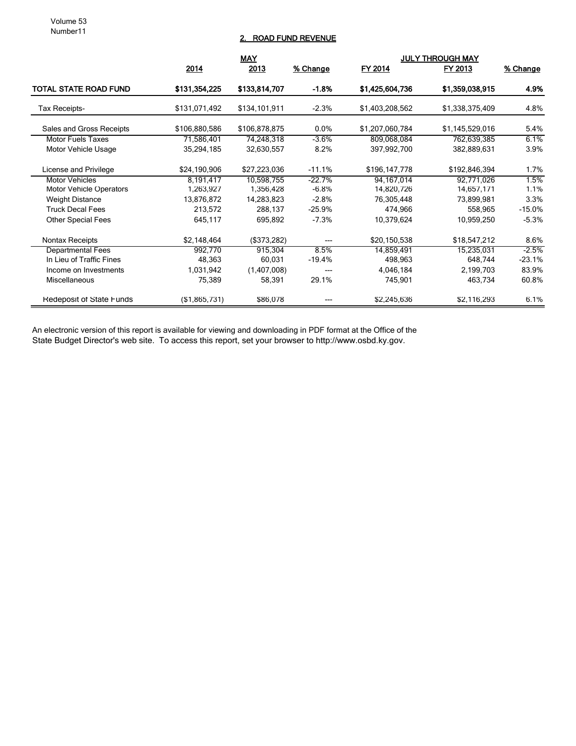## 2. ROAD FUND REVENUE

| | MAY | | | JULY THROUGH MAY | | |
|---|---|---|---|---|---|---|
| | 2014 | 2013 | % Change | FY 2014 | FY 2013 | % Change |
| **TOTAL STATE ROAD FUND** | **$131,354,225** | **$133,814,707** | **-1.8%** | **$1,425,604,736** | **$1,359,038,915** | **4.9%** |
| Tax Receipts- | $131,071,492 | $134,101,911 | -2.3% | $1,403,208,562 | $1,338,375,409 | 4.8% |
| Sales and Gross Receipts | $106,880,586 | $106,878,875 | 0.0% | $1,207,060,784 | $1,145,529,016 | 5.4% |
| Motor Fuels Taxes | 71,586,401 | 74,248,318 | -3.6% | 809,068,084 | 762,639,385 | 6.1% |
| Motor Vehicle Usage | 35,294,185 | 32,630,557 | 8.2% | 397,992,700 | 382,889,631 | 3.9% |
| License and Privilege | $24,190,906 | $27,223,036 | -11.1% | $196,147,778 | $192,846,394 | 1.7% |
| Motor Vehicles | 8,191,417 | 10,598,755 | -22.7% | 94,167,014 | 92,771,026 | 1.5% |
| Motor Vehicle Operators | 1,263,927 | 1,356,428 | -6.8% | 14,820,726 | 14,657,171 | 1.1% |
| Weight Distance | 13,876,872 | 14,283,823 | -2.8% | 76,305,448 | 73,899,981 | 3.3% |
| Truck Decal Fees | 213,572 | 288,137 | -25.9% | 474,966 | 558,965 | -15.0% |
| Other Special Fees | 645,117 | 695,892 | -7.3% | 10,379,624 | 10,959,250 | -5.3% |
| Nontax Receipts | $2,148,464 | ($373,282) | --- | $20,150,538 | $18,547,212 | 8.6% |
| Departmental Fees | 992,770 | 915,304 | 8.5% | 14,859,491 | 15,235,031 | -2.5% |
| In Lieu of Traffic Fines | 48,363 | 60,031 | -19.4% | 498,963 | 648,744 | -23.1% |
| Income on Investments | 1,031,942 | (1,407,008) | --- | 4,046,184 | 2,199,703 | 83.9% |
| Miscellaneous | 75,389 | 58,391 | 29.1% | 745,901 | 463,734 | 60.8% |
| Redeposit of State Funds | ($1,865,731) | $86,078 | --- | $2,245,636 | $2,116,293 | 6.1% |

An electronic version of this report is available for viewing and downloading in PDF format at the Office of the State Budget Director's web site. To access this report, set your browser to http://www.osbd.ky.gov.